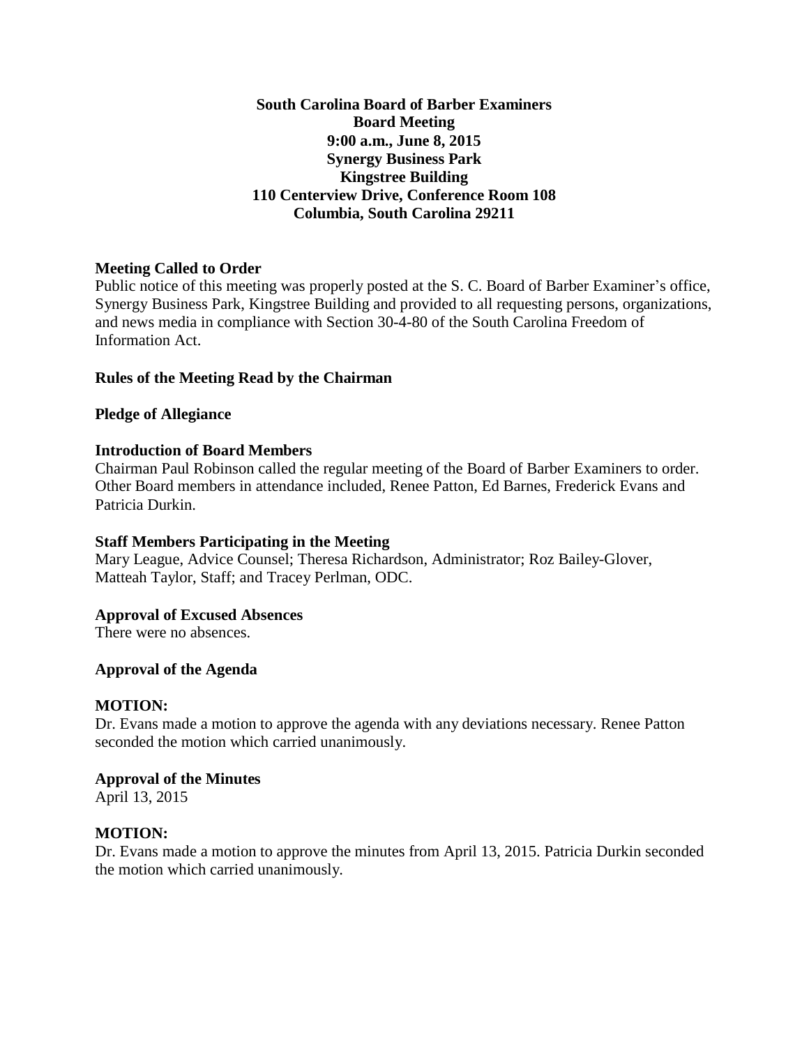# South Carolina Board of Barber Examiners
## Board Meeting
**9:00 a.m., June 8, 2015**
**Synergy Business Park**
**Kingstree Building**
**110 Centerview Drive, Conference Room 108**
**Columbia, South Carolina 29211**

### Meeting Called to Order

Public notice of this meeting was properly posted at the S. C. Board of Barber Examiner's office, Synergy Business Park, Kingstree Building and provided to all requesting persons, organizations, and news media in compliance with Section 30-4-80 of the South Carolina Freedom of Information Act.

### Rules of the Meeting Read by the Chairman

### Pledge of Allegiance

### Introduction of Board Members

Chairman Paul Robinson called the regular meeting of the Board of Barber Examiners to order. Other Board members in attendance included, Renee Patton, Ed Barnes, Frederick Evans and Patricia Durkin.

### Staff Members Participating in the Meeting

Mary League, Advice Counsel; Theresa Richardson, Administrator; Roz Bailey-Glover, Matteah Taylor, Staff; and Tracey Perlman, ODC.

### Approval of Excused Absences

There were no absences.

### Approval of the Agenda

**MOTION:**

Dr. Evans made a motion to approve the agenda with any deviations necessary. Renee Patton seconded the motion which carried unanimously.

### Approval of the Minutes

April 13, 2015

**MOTION:**

Dr. Evans made a motion to approve the minutes from April 13, 2015. Patricia Durkin seconded the motion which carried unanimously.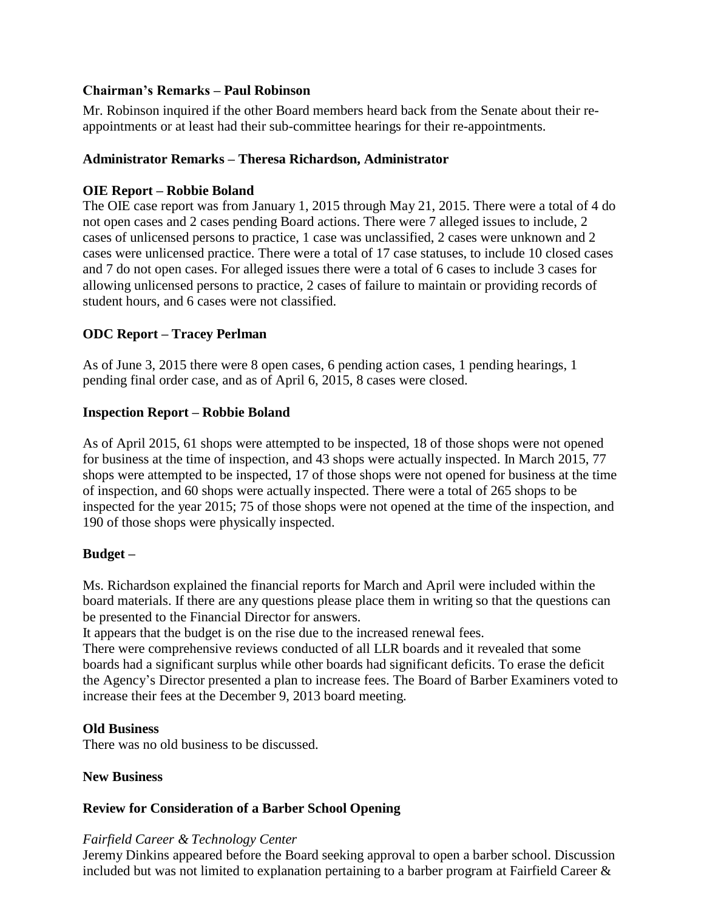**Chairman's Remarks – Paul Robinson**

Mr. Robinson inquired if the other Board members heard back from the Senate about their re-appointments or at least had their sub-committee hearings for their re-appointments.

**Administrator Remarks – Theresa Richardson, Administrator**

**OIE Report – Robbie Boland**

The OIE case report was from January 1, 2015 through May 21, 2015. There were a total of 4 do not open cases and 2 cases pending Board actions. There were 7 alleged issues to include, 2 cases of unlicensed persons to practice, 1 case was unclassified, 2 cases were unknown and 2 cases were unlicensed practice. There were a total of 17 case statuses, to include 10 closed cases and 7 do not open cases. For alleged issues there were a total of 6 cases to include 3 cases for allowing unlicensed persons to practice, 2 cases of failure to maintain or providing records of student hours, and 6 cases were not classified.

**ODC Report – Tracey Perlman**

As of June 3, 2015 there were 8 open cases, 6 pending action cases, 1 pending hearings, 1 pending final order case, and as of April 6, 2015, 8 cases were closed.

**Inspection Report – Robbie Boland**

As of April 2015, 61 shops were attempted to be inspected, 18 of those shops were not opened for business at the time of inspection, and 43 shops were actually inspected. In March 2015, 77 shops were attempted to be inspected, 17 of those shops were not opened for business at the time of inspection, and 60 shops were actually inspected. There were a total of 265 shops to be inspected for the year 2015; 75 of those shops were not opened at the time of the inspection, and 190 of those shops were physically inspected.

**Budget –**

Ms. Richardson explained the financial reports for March and April were included within the board materials. If there are any questions please place them in writing so that the questions can be presented to the Financial Director for answers.

It appears that the budget is on the rise due to the increased renewal fees.

There were comprehensive reviews conducted of all LLR boards and it revealed that some boards had a significant surplus while other boards had significant deficits. To erase the deficit the Agency's Director presented a plan to increase fees. The Board of Barber Examiners voted to increase their fees at the December 9, 2013 board meeting.

**Old Business**

There was no old business to be discussed.

**New Business**

**Review for Consideration of a Barber School Opening**

*Fairfield Career & Technology Center*

Jeremy Dinkins appeared before the Board seeking approval to open a barber school. Discussion included but was not limited to explanation pertaining to a barber program at Fairfield Career &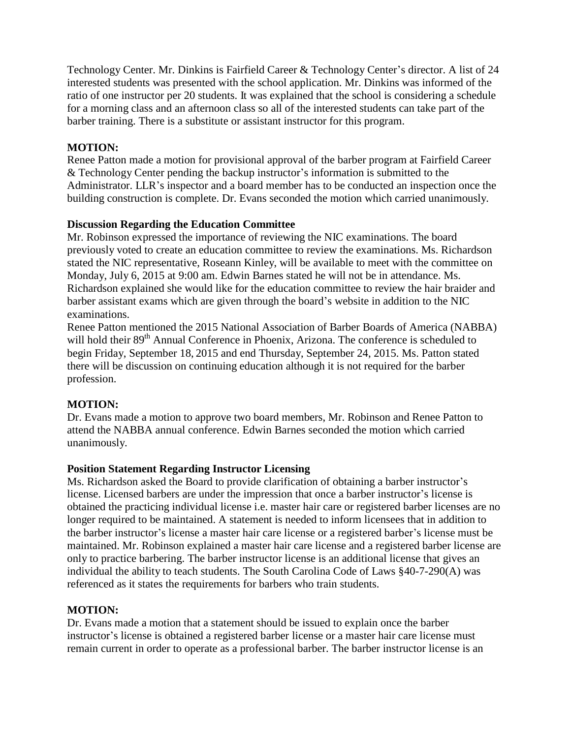Technology Center. Mr. Dinkins is Fairfield Career & Technology Center's director. A list of 24 interested students was presented with the school application. Mr. Dinkins was informed of the ratio of one instructor per 20 students. It was explained that the school is considering a schedule for a morning class and an afternoon class so all of the interested students can take part of the barber training. There is a substitute or assistant instructor for this program.

**MOTION:**
Renee Patton made a motion for provisional approval of the barber program at Fairfield Career & Technology Center pending the backup instructor's information is submitted to the Administrator. LLR's inspector and a board member has to be conducted an inspection once the building construction is complete. Dr. Evans seconded the motion which carried unanimously.

**Discussion Regarding the Education Committee**
Mr. Robinson expressed the importance of reviewing the NIC examinations. The board previously voted to create an education committee to review the examinations. Ms. Richardson stated the NIC representative, Roseann Kinley, will be available to meet with the committee on Monday, July 6, 2015 at 9:00 am. Edwin Barnes stated he will not be in attendance. Ms. Richardson explained she would like for the education committee to review the hair braider and barber assistant exams which are given through the board's website in addition to the NIC examinations.
Renee Patton mentioned the 2015 National Association of Barber Boards of America (NABBA) will hold their 89th Annual Conference in Phoenix, Arizona. The conference is scheduled to begin Friday, September 18, 2015 and end Thursday, September 24, 2015. Ms. Patton stated there will be discussion on continuing education although it is not required for the barber profession.

**MOTION:**
Dr. Evans made a motion to approve two board members, Mr. Robinson and Renee Patton to attend the NABBA annual conference. Edwin Barnes seconded the motion which carried unanimously.

**Position Statement Regarding Instructor Licensing**
Ms. Richardson asked the Board to provide clarification of obtaining a barber instructor's license. Licensed barbers are under the impression that once a barber instructor's license is obtained the practicing individual license i.e. master hair care or registered barber licenses are no longer required to be maintained. A statement is needed to inform licensees that in addition to the barber instructor's license a master hair care license or a registered barber's license must be maintained. Mr. Robinson explained a master hair care license and a registered barber license are only to practice barbering. The barber instructor license is an additional license that gives an individual the ability to teach students. The South Carolina Code of Laws §40-7-290(A) was referenced as it states the requirements for barbers who train students.

**MOTION:**
Dr. Evans made a motion that a statement should be issued to explain once the barber instructor's license is obtained a registered barber license or a master hair care license must remain current in order to operate as a professional barber. The barber instructor license is an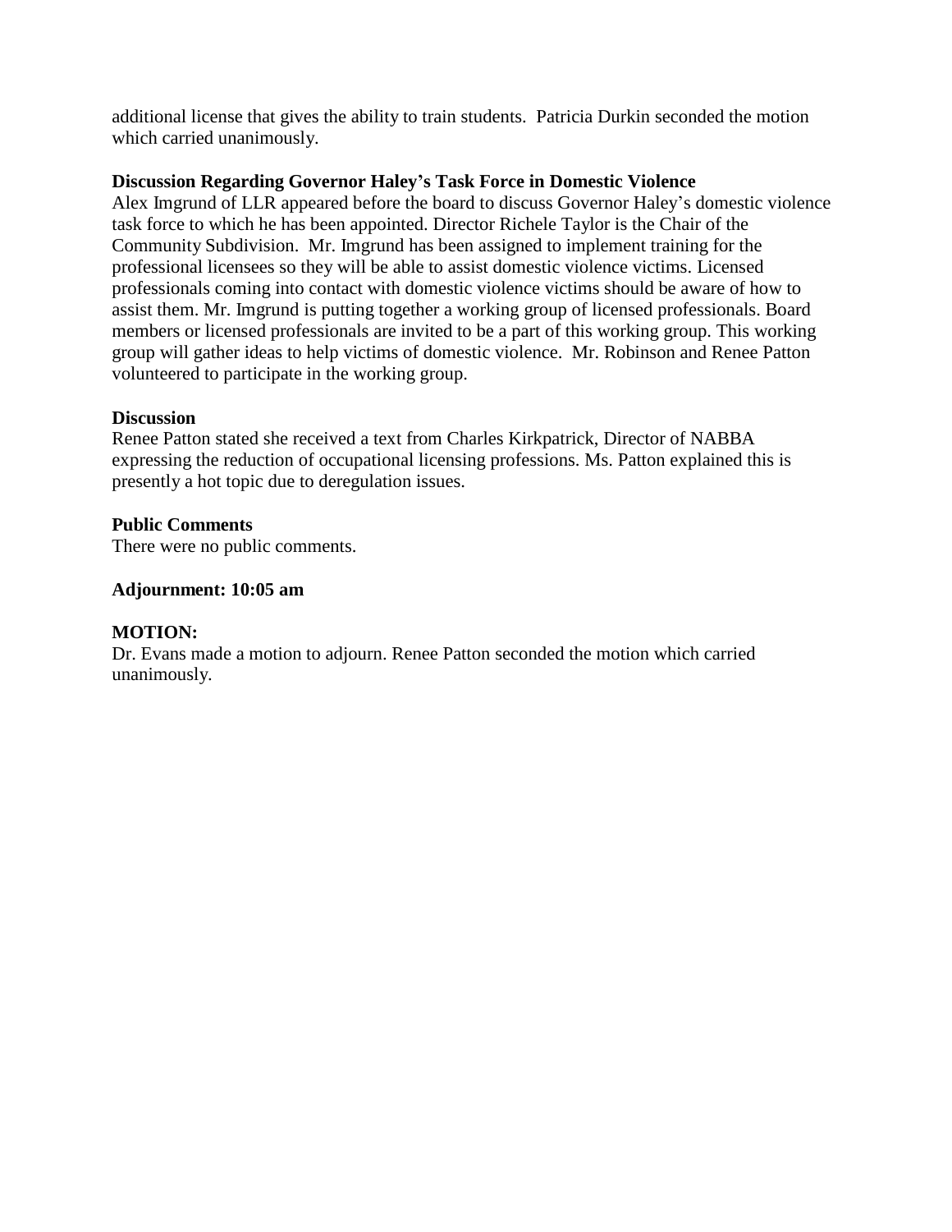additional license that gives the ability to train students. Patricia Durkin seconded the motion which carried unanimously.

**Discussion Regarding Governor Haley's Task Force in Domestic Violence**

Alex Imgrund of LLR appeared before the board to discuss Governor Haley's domestic violence task force to which he has been appointed. Director Richele Taylor is the Chair of the Community Subdivision. Mr. Imgrund has been assigned to implement training for the professional licensees so they will be able to assist domestic violence victims. Licensed professionals coming into contact with domestic violence victims should be aware of how to assist them. Mr. Imgrund is putting together a working group of licensed professionals. Board members or licensed professionals are invited to be a part of this working group. This working group will gather ideas to help victims of domestic violence. Mr. Robinson and Renee Patton volunteered to participate in the working group.

**Discussion**

Renee Patton stated she received a text from Charles Kirkpatrick, Director of NABBA expressing the reduction of occupational licensing professions. Ms. Patton explained this is presently a hot topic due to deregulation issues.

**Public Comments**

There were no public comments.

**Adjournment: 10:05 am**

**MOTION:**

Dr. Evans made a motion to adjourn. Renee Patton seconded the motion which carried unanimously.